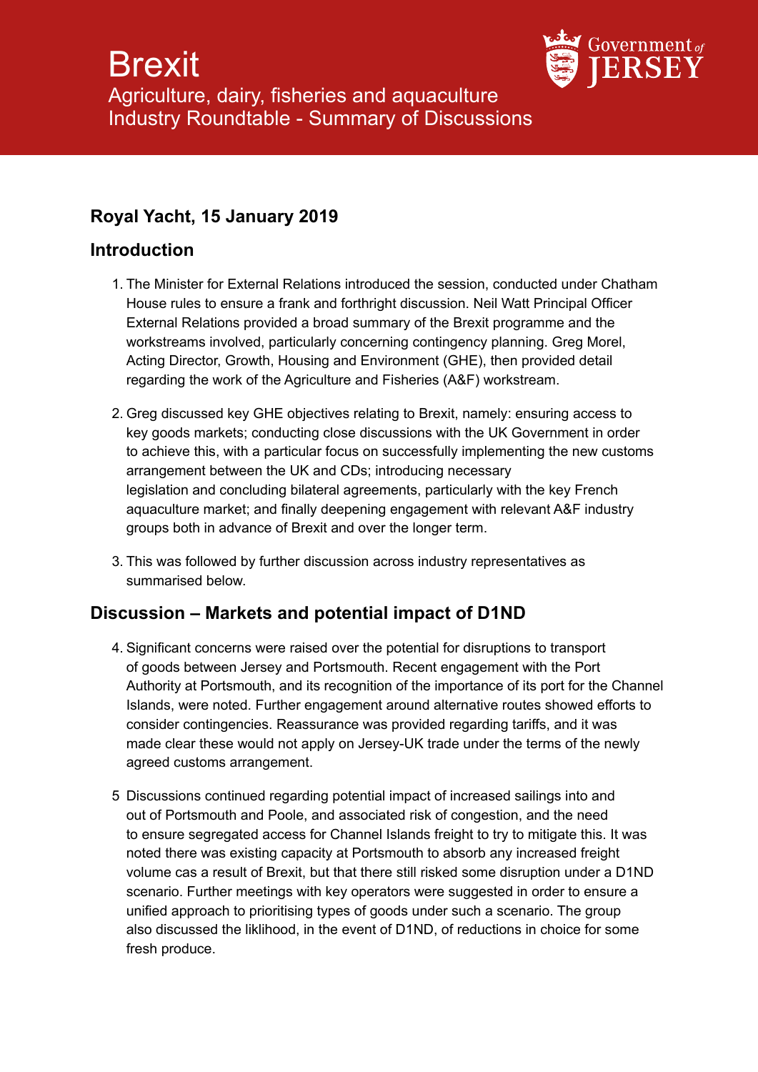# Brexit

Agriculture, dairy, fisheries and aquaculture
Industry Roundtable - Summary of Discussions

Government of JERSEY

## Royal Yacht, 15 January 2019

## Introduction

1. The Minister for External Relations introduced the session, conducted under Chatham House rules to ensure a frank and forthright discussion. Neil Watt Principal Officer External Relations provided a broad summary of the Brexit programme and the workstreams involved, particularly concerning contingency planning. Greg Morel, Acting Director, Growth, Housing and Environment (GHE), then provided detail regarding the work of the Agriculture and Fisheries (A&F) workstream.

2. Greg discussed key GHE objectives relating to Brexit, namely: ensuring access to key goods markets; conducting close discussions with the UK Government in order to achieve this, with a particular focus on successfully implementing the new customs arrangement between the UK and CDs; introducing necessary legislation and concluding bilateral agreements, particularly with the key French aquaculture market; and finally deepening engagement with relevant A&F industry groups both in advance of Brexit and over the longer term.

3. This was followed by further discussion across industry representatives as summarised below.

## Discussion – Markets and potential impact of D1ND

4. Significant concerns were raised over the potential for disruptions to transport of goods between Jersey and Portsmouth. Recent engagement with the Port Authority at Portsmouth, and its recognition of the importance of its port for the Channel Islands, were noted. Further engagement around alternative routes showed efforts to consider contingencies. Reassurance was provided regarding tariffs, and it was made clear these would not apply on Jersey-UK trade under the terms of the newly agreed customs arrangement.

5 Discussions continued regarding potential impact of increased sailings into and out of Portsmouth and Poole, and associated risk of congestion, and the need to ensure segregated access for Channel Islands freight to try to mitigate this. It was noted there was existing capacity at Portsmouth to absorb any increased freight volume cas a result of Brexit, but that there still risked some disruption under a D1ND scenario. Further meetings with key operators were suggested in order to ensure a unified approach to prioritising types of goods under such a scenario. The group also discussed the liklihood, in the event of D1ND, of reductions in choice for some fresh produce.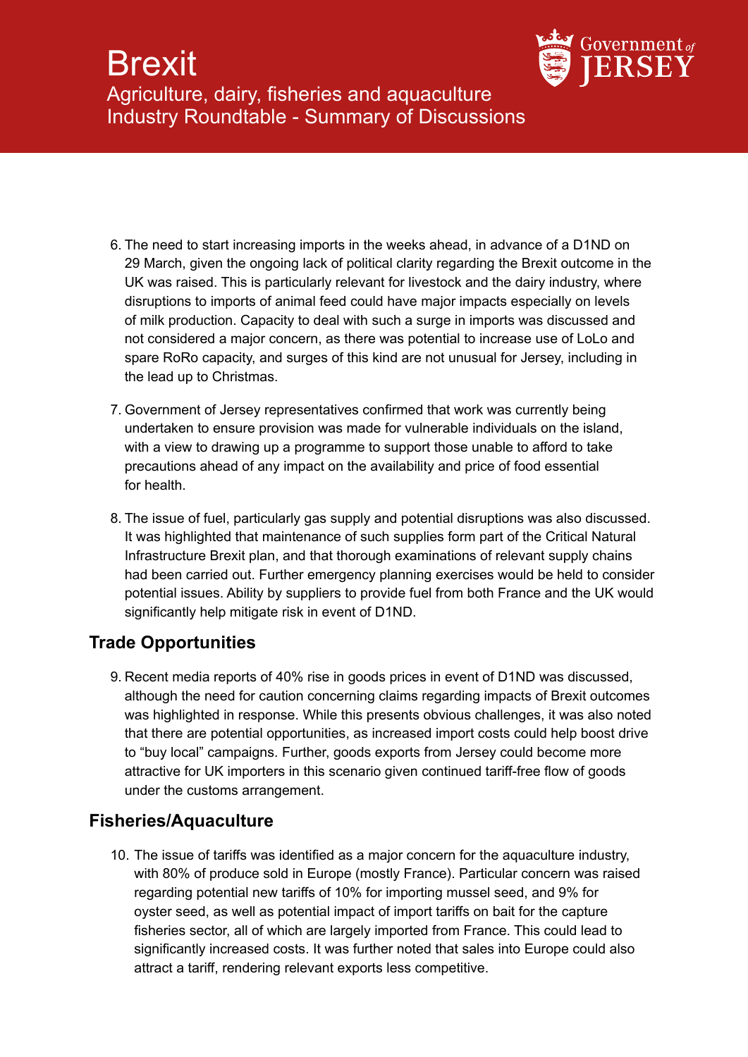6. The need to start increasing imports in the weeks ahead, in advance of a D1ND on 29 March, given the ongoing lack of political clarity regarding the Brexit outcome in the UK was raised. This is particularly relevant for livestock and the dairy industry, where disruptions to imports of animal feed could have major impacts especially on levels of milk production. Capacity to deal with such a surge in imports was discussed and not considered a major concern, as there was potential to increase use of LoLo and spare RoRo capacity, and surges of this kind are not unusual for Jersey, including in the lead up to Christmas.

7. Government of Jersey representatives confirmed that work was currently being undertaken to ensure provision was made for vulnerable individuals on the island, with a view to drawing up a programme to support those unable to afford to take precautions ahead of any impact on the availability and price of food essential for health.

8. The issue of fuel, particularly gas supply and potential disruptions was also discussed. It was highlighted that maintenance of such supplies form part of the Critical Natural Infrastructure Brexit plan, and that thorough examinations of relevant supply chains had been carried out. Further emergency planning exercises would be held to consider potential issues. Ability by suppliers to provide fuel from both France and the UK would significantly help mitigate risk in event of D1ND.

## Trade Opportunities

9. Recent media reports of 40% rise in goods prices in event of D1ND was discussed, although the need for caution concerning claims regarding impacts of Brexit outcomes was highlighted in response. While this presents obvious challenges, it was also noted that there are potential opportunities, as increased import costs could help boost drive to "buy local" campaigns. Further, goods exports from Jersey could become more attractive for UK importers in this scenario given continued tariff-free flow of goods under the customs arrangement.

## Fisheries/Aquaculture

10. The issue of tariffs was identified as a major concern for the aquaculture industry, with 80% of produce sold in Europe (mostly France). Particular concern was raised regarding potential new tariffs of 10% for importing mussel seed, and 9% for oyster seed, as well as potential impact of import tariffs on bait for the capture fisheries sector, all of which are largely imported from France. This could lead to significantly increased costs. It was further noted that sales into Europe could also attract a tariff, rendering relevant exports less competitive.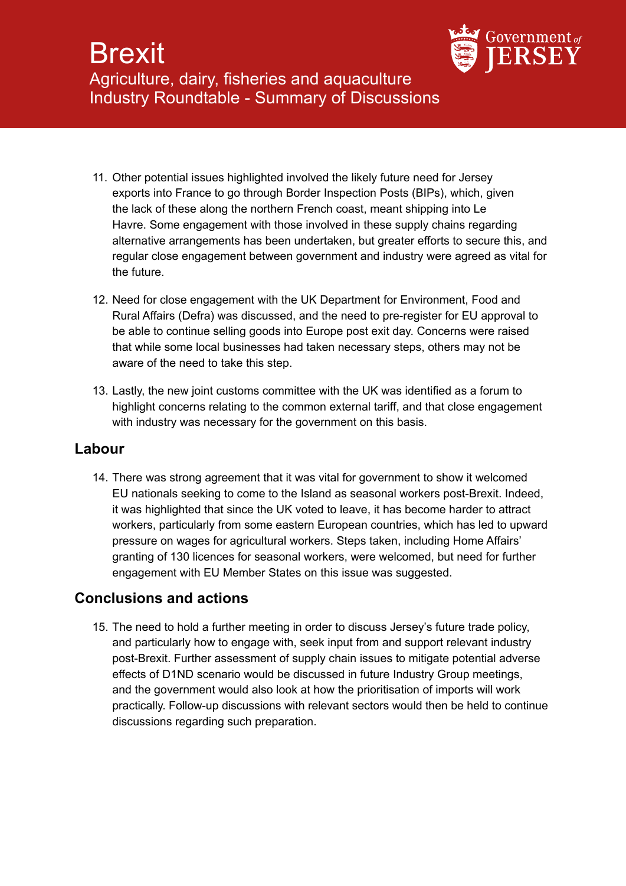11. Other potential issues highlighted involved the likely future need for Jersey exports into France to go through Border Inspection Posts (BIPs), which, given the lack of these along the northern French coast, meant shipping into Le Havre. Some engagement with those involved in these supply chains regarding alternative arrangements has been undertaken, but greater efforts to secure this, and regular close engagement between government and industry were agreed as vital for the future.

12. Need for close engagement with the UK Department for Environment, Food and Rural Affairs (Defra) was discussed, and the need to pre-register for EU approval to be able to continue selling goods into Europe post exit day. Concerns were raised that while some local businesses had taken necessary steps, others may not be aware of the need to take this step.

13. Lastly, the new joint customs committee with the UK was identified as a forum to highlight concerns relating to the common external tariff, and that close engagement with industry was necessary for the government on this basis.

## Labour

14. There was strong agreement that it was vital for government to show it welcomed EU nationals seeking to come to the Island as seasonal workers post-Brexit. Indeed, it was highlighted that since the UK voted to leave, it has become harder to attract workers, particularly from some eastern European countries, which has led to upward pressure on wages for agricultural workers. Steps taken, including Home Affairs' granting of 130 licences for seasonal workers, were welcomed, but need for further engagement with EU Member States on this issue was suggested.

## Conclusions and actions

15. The need to hold a further meeting in order to discuss Jersey's future trade policy, and particularly how to engage with, seek input from and support relevant industry post-Brexit. Further assessment of supply chain issues to mitigate potential adverse effects of D1ND scenario would be discussed in future Industry Group meetings, and the government would also look at how the prioritisation of imports will work practically. Follow-up discussions with relevant sectors would then be held to continue discussions regarding such preparation.